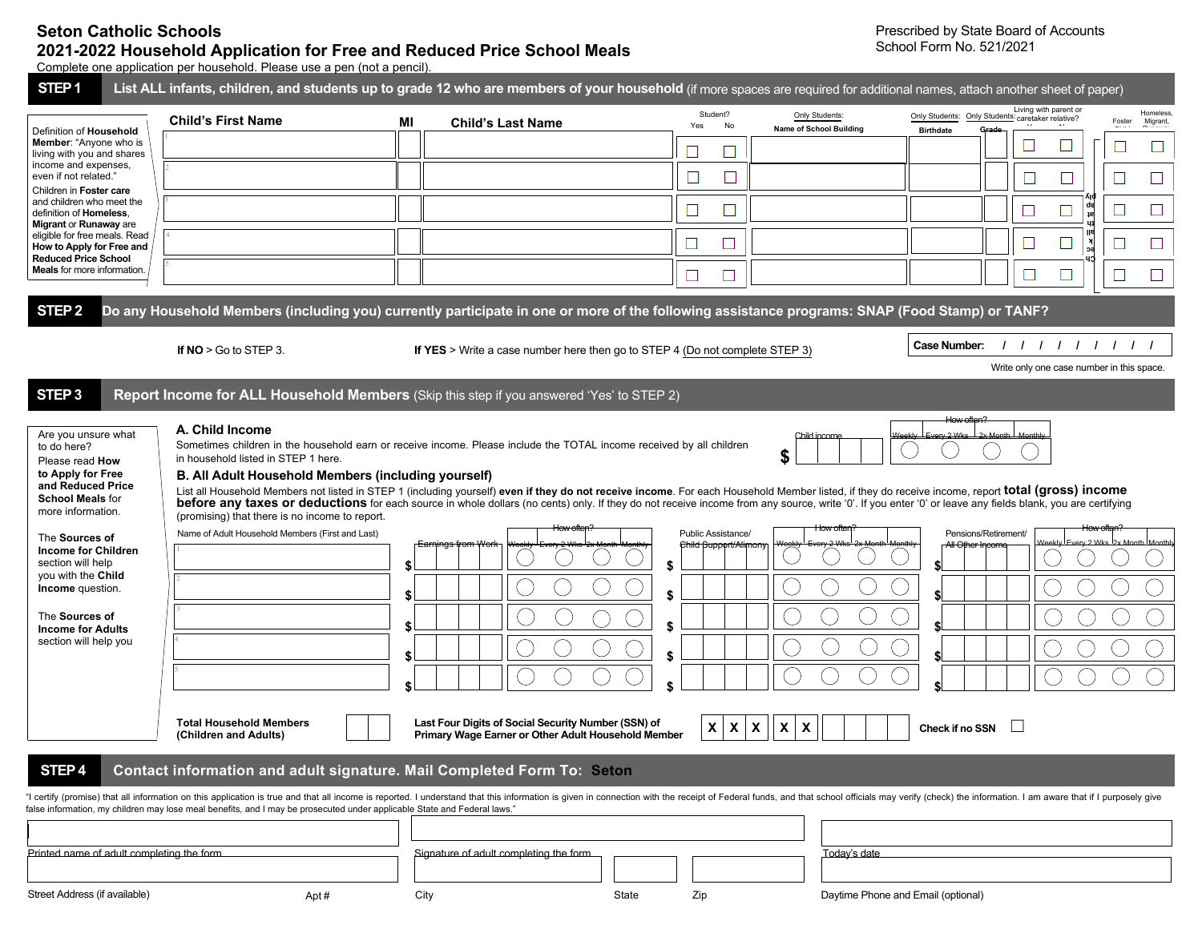# Seton Catholic Schools

## 2021-2022 Household Application for Free and Reduced Price School Meals

Prescribed by State Board of Accounts
School Form No. 521/2021

Complete one application per household. Please use a pen (not a pencil).

## STEP 1 List ALL infants, children, and students up to grade 12 who are members of your household (if more spaces are required for additional names, attach another sheet of paper)

Definition of **Household Member**: "Anyone who is living with you and shares income and expenses, even if not related."

Children in **Foster care** and children who meet the definition of **Homeless, Migrant** or **Runaway** are eligible for free meals. Read **How to Apply for Free and Reduced Price School Meals** for more information.

| | Child's First Name | MI | Child's Last Name | Student? Yes | Student? No | Only Students: Name of School Building | Only Students: Birthdate | Only Students: Grade | Living with parent or caretaker relative? Yes | Living with parent or caretaker relative? No | Foster Child | Homeless, Migrant, Runaway |
|---|---|---|---|---|---|---|---|---|---|---|---|---|
| 1 | | | | ☐ | ☐ | | | | ☐ | ☐ | ☐ | ☐ |
| 2 | | | | ☐ | ☐ | | | | ☐ | ☐ | ☐ | ☐ |
| 3 | | | | ☐ | ☐ | | | | ☐ | ☐ | ☐ | ☐ |
| 4 | | | | ☐ | ☐ | | | | ☐ | ☐ | ☐ | ☐ |
| 5 | | | | ☐ | ☐ | | | | ☐ | ☐ | ☐ | ☐ |

## STEP 2 Do any Household Members (including you) currently participate in one or more of the following assistance programs: SNAP (Food Stamp) or TANF?

**If NO** > Go to STEP 3.

**If YES** > Write a case number here then go to STEP 4 (Do not complete STEP 3)

**Case Number:** / / / / / / / / /

Write only one case number in this space.

## STEP 3 Report Income for ALL Household Members (Skip this step if you answered 'Yes' to STEP 2)

Are you unsure what to do here?

Please read **How to Apply for Free and Reduced Price School Meals** for more information.

The **Sources of Income for Children** section will help you with the **Child Income** question.

The **Sources of Income for Adults** section will help you

### A. Child Income

Sometimes children in the household earn or receive income. Please include the TOTAL income received by all children in household listed in STEP 1 here.

| Child income | How often? Weekly | Every 2 Wks | 2x Month | Monthly |
|---|---|---|---|---|
| $ | ◯ | ◯ | ◯ | ◯ |

### B. All Adult Household Members (including yourself)

List all Household Members not listed in STEP 1 (including yourself) **even if they do not receive income**. For each Household Member listed, if they do receive income, report **total (gross) income before any taxes or deductions** for each source in whole dollars (no cents) only. If they do not receive income from any source, write '0'. If you enter '0' or leave any fields blank, you are certifying (promising) that there is no income to report.

| | Name of Adult Household Members (First and Last) | Earnings from Work | How often? Weekly | Every 2 Wks | 2x Month | Monthly | Public Assistance/ Child Support/Alimony | How often? Weekly | Every 2 Wks | 2x Month | Monthly | Pensions/Retirement/ All Other Income | How often? Weekly | Every 2 Wks | 2x Month | Monthly |
|---|---|---|---|---|---|---|---|---|---|---|---|---|---|---|---|---|
| 1 | | $ | ◯ | ◯ | ◯ | ◯ | $ | ◯ | ◯ | ◯ | ◯ | $ | ◯ | ◯ | ◯ | ◯ |
| 2 | | $ | ◯ | ◯ | ◯ | ◯ | $ | ◯ | ◯ | ◯ | ◯ | $ | ◯ | ◯ | ◯ | ◯ |
| 3 | | $ | ◯ | ◯ | ◯ | ◯ | $ | ◯ | ◯ | ◯ | ◯ | $ | ◯ | ◯ | ◯ | ◯ |
| 4 | | $ | ◯ | ◯ | ◯ | ◯ | $ | ◯ | ◯ | ◯ | ◯ | $ | ◯ | ◯ | ◯ | ◯ |
| 5 | | $ | ◯ | ◯ | ◯ | ◯ | $ | ◯ | ◯ | ◯ | ◯ | $ | ◯ | ◯ | ◯ | ◯ |

**Total Household Members (Children and Adults)** ☐☐

**Last Four Digits of Social Security Number (SSN) of Primary Wage Earner or Other Adult Household Member** X X X - X X - ☐☐☐☐

**Check if no SSN** ☐

## STEP 4 Contact information and adult signature. Mail Completed Form To: Seton

"I certify (promise) that all information on this application is true and that all income is reported. I understand that this information is given in connection with the receipt of Federal funds, and that school officials may verify (check) the information. I am aware that if I purposely give false information, my children may lose meal benefits, and I may be prosecuted under applicable State and Federal laws."

| Printed name of adult completing the form | Signature of adult completing the form | Today's date |
|---|---|---|
| | | |

| Street Address (if available) | Apt # | City | State | Zip | Daytime Phone and Email (optional) |
|---|---|---|---|---|---|
| | | | | | |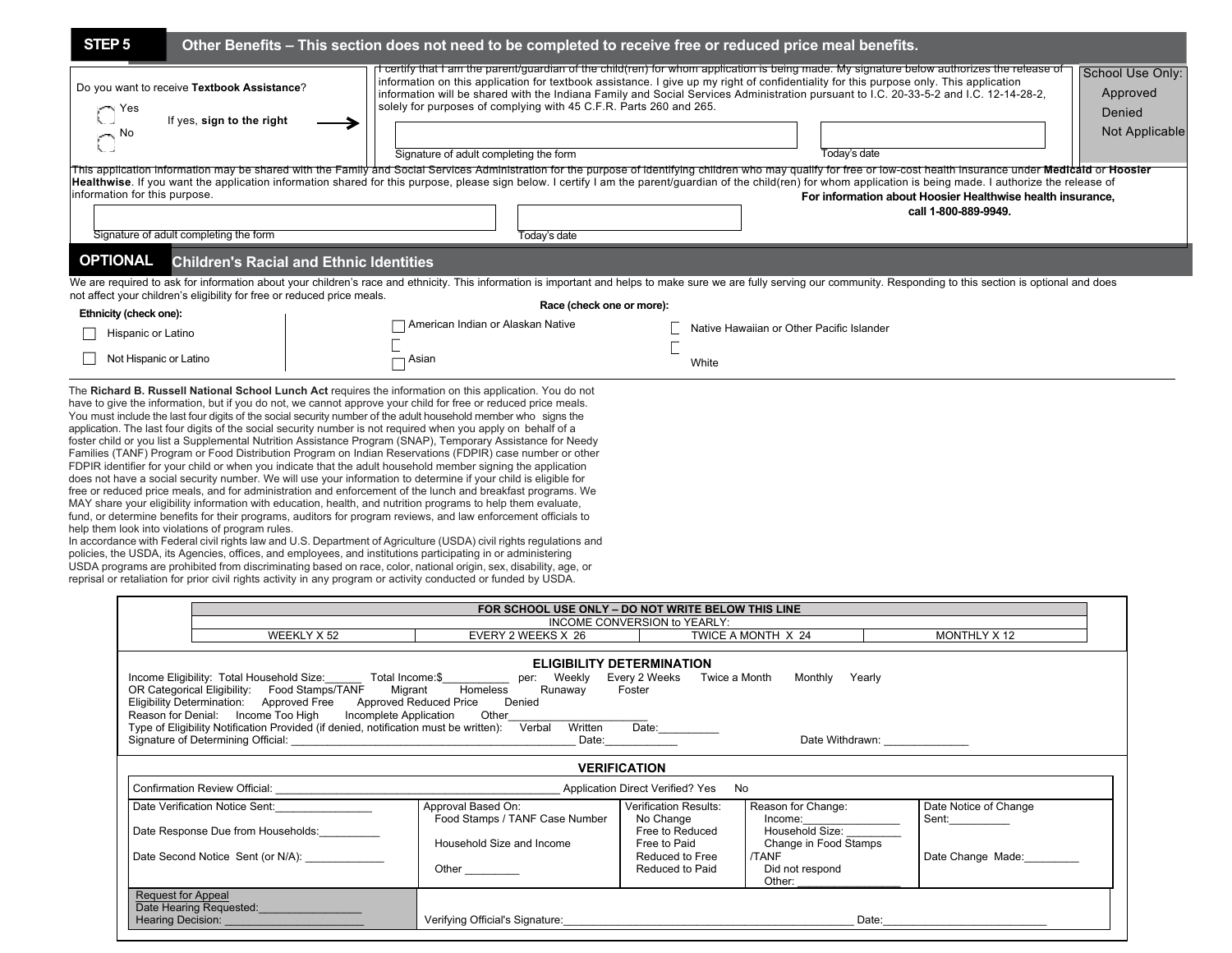## STEP 5 Other Benefits – This section does not need to be completed to receive free or reduced price meal benefits.

Do you want to receive **Textbook Assistance**?

- Yes
- No

If yes, **sign to the right** →

I certify that I am the parent/guardian of the child(ren) for whom application is being made. My signature below authorizes the release of information on this application for textbook assistance. I give up my right of confidentiality for this purpose only. This application information will be shared with the Indiana Family and Social Services Administration pursuant to I.C. 20-33-5-2 and I.C. 12-14-28-2, solely for purposes of complying with 45 C.F.R. Parts 260 and 265.

Signature of adult completing the form ______________ Today's date ______________

School Use Only:
- Approved
- Denied
- Not Applicable

This application information may be shared with the Family and Social Services Administration for the purpose of identifying children who may qualify for free or low-cost health insurance under **Medicaid** or **Hoosier Healthwise**. If you want the application information shared for this purpose, please sign below. I certify I am the parent/guardian of the child(ren) for whom application is being made. I authorize the release of information for this purpose.

**For information about Hoosier Healthwise health insurance, call 1-800-889-9949.**

Signature of adult completing the form ______________ Today's date ______________

## OPTIONAL Children's Racial and Ethnic Identities

We are required to ask for information about your children's race and ethnicity. This information is important and helps to make sure we are fully serving our community. Responding to this section is optional and does not affect your children's eligibility for free or reduced price meals.

**Ethnicity (check one):**
- ☐ Hispanic or Latino
- ☐ Not Hispanic or Latino

**Race (check one or more):**
- ☐ American Indian or Alaskan Native
- ☐ Asian
- ☐ Black or African American
- ☐ Native Hawaiian or Other Pacific Islander
- ☐ White

The **Richard B. Russell National School Lunch Act** requires the information on this application. You do not have to give the information, but if you do not, we cannot approve your child for free or reduced price meals. You must include the last four digits of the social security number of the adult household member who signs the application. The last four digits of the social security number is not required when you apply on behalf of a foster child or you list a Supplemental Nutrition Assistance Program (SNAP), Temporary Assistance for Needy Families (TANF) Program or Food Distribution Program on Indian Reservations (FDPIR) case number or other FDPIR identifier for your child or when you indicate that the adult household member signing the application does not have a social security number. We will use your information to determine if your child is eligible for free or reduced price meals, and for administration and enforcement of the lunch and breakfast programs. We MAY share your eligibility information with education, health, and nutrition programs to help them evaluate, fund, or determine benefits for their programs, auditors for program reviews, and law enforcement officials to help them look into violations of program rules.

In accordance with Federal civil rights law and U.S. Department of Agriculture (USDA) civil rights regulations and policies, the USDA, its Agencies, offices, and employees, and institutions participating in or administering USDA programs are prohibited from discriminating based on race, color, national origin, sex, disability, age, or reprisal or retaliation for prior civil rights activity in any program or activity conducted or funded by USDA.

### FOR SCHOOL USE ONLY – DO NOT WRITE BELOW THIS LINE

| INCOME CONVERSION to YEARLY: | | | |
|---|---|---|---|
| WEEKLY X 52 | EVERY 2 WEEKS X 26 | TWICE A MONTH X 24 | MONTHLY X 12 |

### ELIGIBILITY DETERMINATION

Income Eligibility: Total Household Size:______ Total Income:$___________ per: Weekly Every 2 Weeks Twice a Month Monthly Yearly
OR Categorical Eligibility: Food Stamps/TANF Migrant Homeless Runaway Foster
Eligibility Determination: Approved Free Approved Reduced Price Denied
Reason for Denial: Income Too High Incomplete Application Other_______________________
Type of Eligibility Notification Provided (if denied, notification must be written): Verbal Written Date:_________
Signature of Determining Official: _____________________________________________ Date:___________ Date Withdrawn: ______________

### VERIFICATION

Confirmation Review Official: ___________________________________________________ Application Direct Verified? Yes No

| | | | | |
|---|---|---|---|---|
| Date Verification Notice Sent:_______________<br><br>Date Response Due from Households:_________<br><br>Date Second Notice Sent (or N/A): ____________ | Approval Based On:<br>Food Stamps / TANF Case Number<br><br>Household Size and Income<br><br>Other ________ | Verification Results:<br>No Change<br>Free to Reduced<br>Free to Paid<br>Reduced to Free<br>Reduced to Paid | Reason for Change:<br>Income:_______________<br>Household Size: _________<br>Change in Food Stamps /TANF<br>Did not respond<br>Other: ________________ | Date Notice of Change Sent:__________<br><br>Date Change Made:_________ |

| | |
|---|---|
| Request for Appeal<br>Date Hearing Requested:________________<br>Hearing Decision: _______________________ | Verifying Official's Signature:______________________________________________ Date:___________________________ |